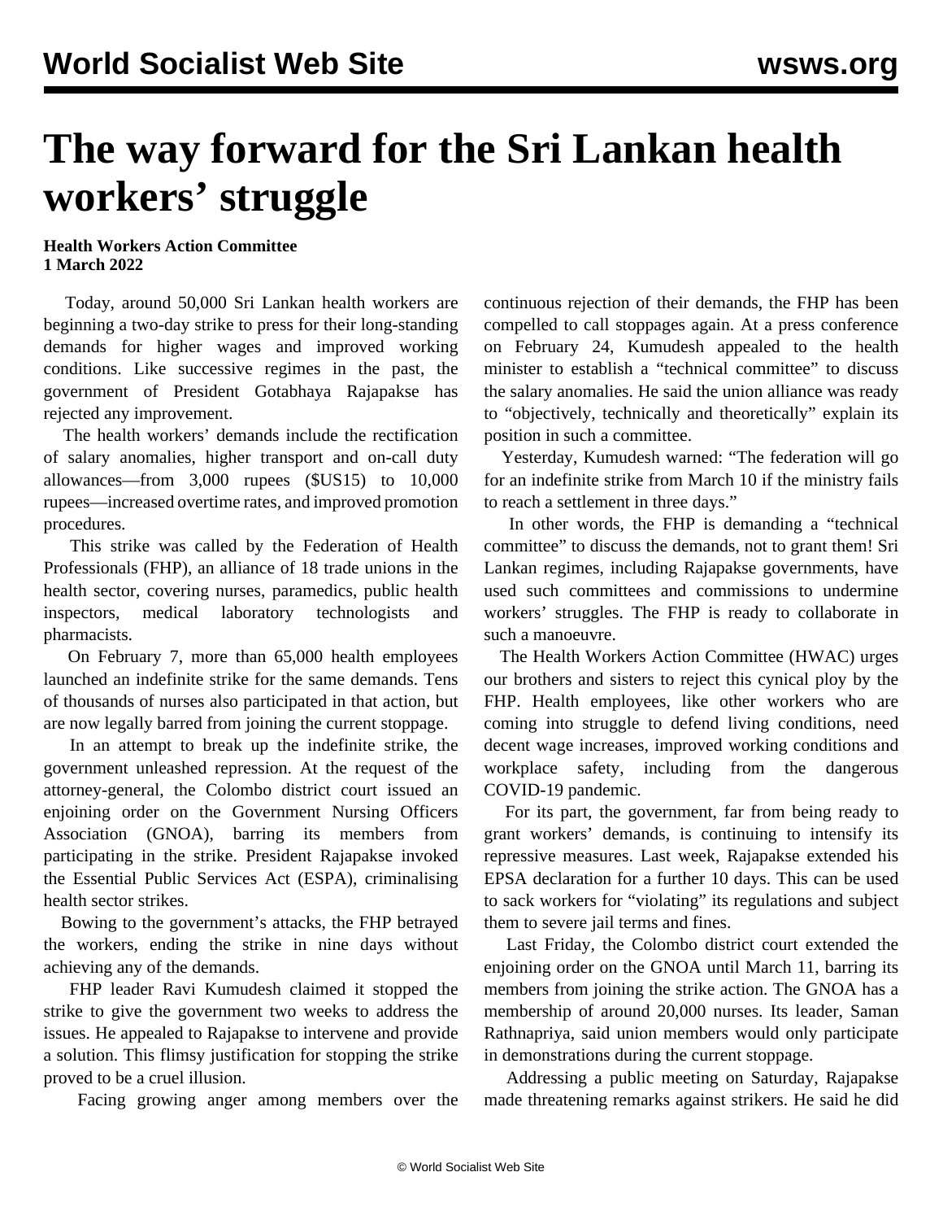# The way forward for the Sri Lankan health workers' struggle

**Health Workers Action Committee**
**1 March 2022**

Today, around 50,000 Sri Lankan health workers are beginning a two-day strike to press for their long-standing demands for higher wages and improved working conditions. Like successive regimes in the past, the government of President Gotabhaya Rajapakse has rejected any improvement.

The health workers' demands include the rectification of salary anomalies, higher transport and on-call duty allowances—from 3,000 rupees ($US15) to 10,000 rupees—increased overtime rates, and improved promotion procedures.

This strike was called by the Federation of Health Professionals (FHP), an alliance of 18 trade unions in the health sector, covering nurses, paramedics, public health inspectors, medical laboratory technologists and pharmacists.

On February 7, more than 65,000 health employees launched an indefinite strike for the same demands. Tens of thousands of nurses also participated in that action, but are now legally barred from joining the current stoppage.

In an attempt to break up the indefinite strike, the government unleashed repression. At the request of the attorney-general, the Colombo district court issued an enjoining order on the Government Nursing Officers Association (GNOA), barring its members from participating in the strike. President Rajapakse invoked the Essential Public Services Act (ESPA), criminalising health sector strikes.

Bowing to the government's attacks, the FHP betrayed the workers, ending the strike in nine days without achieving any of the demands.

FHP leader Ravi Kumudesh claimed it stopped the strike to give the government two weeks to address the issues. He appealed to Rajapakse to intervene and provide a solution. This flimsy justification for stopping the strike proved to be a cruel illusion.

Facing growing anger among members over the continuous rejection of their demands, the FHP has been compelled to call stoppages again. At a press conference on February 24, Kumudesh appealed to the health minister to establish a "technical committee" to discuss the salary anomalies. He said the union alliance was ready to "objectively, technically and theoretically" explain its position in such a committee.

Yesterday, Kumudesh warned: "The federation will go for an indefinite strike from March 10 if the ministry fails to reach a settlement in three days."

In other words, the FHP is demanding a "technical committee" to discuss the demands, not to grant them! Sri Lankan regimes, including Rajapakse governments, have used such committees and commissions to undermine workers' struggles. The FHP is ready to collaborate in such a manoeuvre.

The Health Workers Action Committee (HWAC) urges our brothers and sisters to reject this cynical ploy by the FHP. Health employees, like other workers who are coming into struggle to defend living conditions, need decent wage increases, improved working conditions and workplace safety, including from the dangerous COVID-19 pandemic.

For its part, the government, far from being ready to grant workers' demands, is continuing to intensify its repressive measures. Last week, Rajapakse extended his EPSA declaration for a further 10 days. This can be used to sack workers for "violating" its regulations and subject them to severe jail terms and fines.

Last Friday, the Colombo district court extended the enjoining order on the GNOA until March 11, barring its members from joining the strike action. The GNOA has a membership of around 20,000 nurses. Its leader, Saman Rathnapriya, said union members would only participate in demonstrations during the current stoppage.

Addressing a public meeting on Saturday, Rajapakse made threatening remarks against strikers. He said he did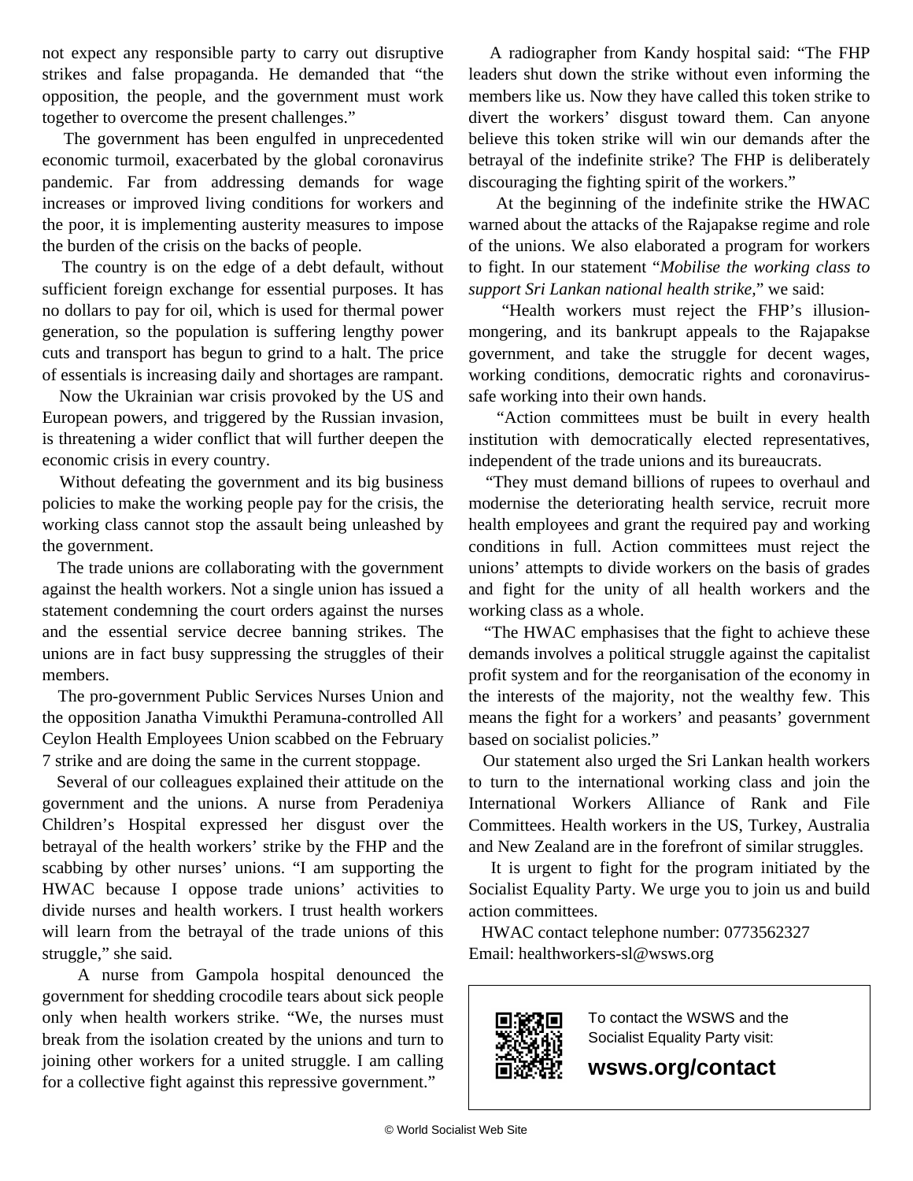not expect any responsible party to carry out disruptive strikes and false propaganda. He demanded that "the opposition, the people, and the government must work together to overcome the present challenges."

The government has been engulfed in unprecedented economic turmoil, exacerbated by the global coronavirus pandemic. Far from addressing demands for wage increases or improved living conditions for workers and the poor, it is implementing austerity measures to impose the burden of the crisis on the backs of people.

The country is on the edge of a debt default, without sufficient foreign exchange for essential purposes. It has no dollars to pay for oil, which is used for thermal power generation, so the population is suffering lengthy power cuts and transport has begun to grind to a halt. The price of essentials is increasing daily and shortages are rampant.

Now the Ukrainian war crisis provoked by the US and European powers, and triggered by the Russian invasion, is threatening a wider conflict that will further deepen the economic crisis in every country.

Without defeating the government and its big business policies to make the working people pay for the crisis, the working class cannot stop the assault being unleashed by the government.

The trade unions are collaborating with the government against the health workers. Not a single union has issued a statement condemning the court orders against the nurses and the essential service decree banning strikes. The unions are in fact busy suppressing the struggles of their members.

The pro-government Public Services Nurses Union and the opposition Janatha Vimukthi Peramuna-controlled All Ceylon Health Employees Union scabbed on the February 7 strike and are doing the same in the current stoppage.

Several of our colleagues explained their attitude on the government and the unions. A nurse from Peradeniya Children's Hospital expressed her disgust over the betrayal of the health workers' strike by the FHP and the scabbing by other nurses' unions. "I am supporting the HWAC because I oppose trade unions' activities to divide nurses and health workers. I trust health workers will learn from the betrayal of the trade unions of this struggle," she said.

A nurse from Gampola hospital denounced the government for shedding crocodile tears about sick people only when health workers strike. "We, the nurses must break from the isolation created by the unions and turn to joining other workers for a united struggle. I am calling for a collective fight against this repressive government."

A radiographer from Kandy hospital said: "The FHP leaders shut down the strike without even informing the members like us. Now they have called this token strike to divert the workers' disgust toward them. Can anyone believe this token strike will win our demands after the betrayal of the indefinite strike? The FHP is deliberately discouraging the fighting spirit of the workers."

At the beginning of the indefinite strike the HWAC warned about the attacks of the Rajapakse regime and role of the unions. We also elaborated a program for workers to fight. In our statement "*Mobilise the working class to support Sri Lankan national health strike*," we said:

"Health workers must reject the FHP's illusion-mongering, and its bankrupt appeals to the Rajapakse government, and take the struggle for decent wages, working conditions, democratic rights and coronavirus-safe working into their own hands.

"Action committees must be built in every health institution with democratically elected representatives, independent of the trade unions and its bureaucrats.

"They must demand billions of rupees to overhaul and modernise the deteriorating health service, recruit more health employees and grant the required pay and working conditions in full. Action committees must reject the unions' attempts to divide workers on the basis of grades and fight for the unity of all health workers and the working class as a whole.

"The HWAC emphasises that the fight to achieve these demands involves a political struggle against the capitalist profit system and for the reorganisation of the economy in the interests of the majority, not the wealthy few. This means the fight for a workers' and peasants' government based on socialist policies."

Our statement also urged the Sri Lankan health workers to turn to the international working class and join the International Workers Alliance of Rank and File Committees. Health workers in the US, Turkey, Australia and New Zealand are in the forefront of similar struggles.

It is urgent to fight for the program initiated by the Socialist Equality Party. We urge you to join us and build action committees.

HWAC contact telephone number: 0773562327
Email: healthworkers-sl@wsws.org

To contact the WSWS and the Socialist Equality Party visit:

**wsws.org/contact**